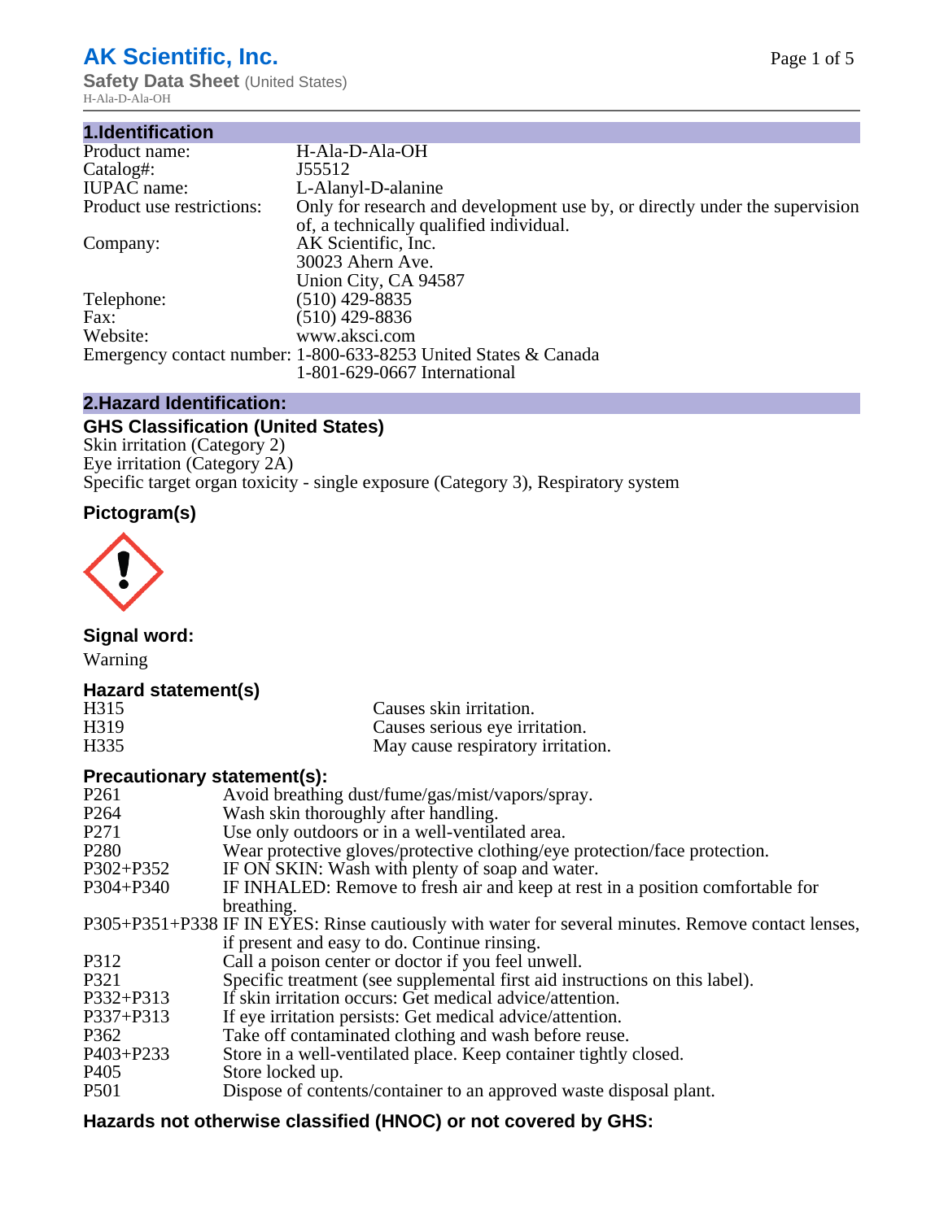# AK Scientific, Inc.

**Safety Data Sheet** (United States)

H-Ala-D-Ala-OH

## 1.Identification

| | |
|---|---|
| Product name: | H-Ala-D-Ala-OH |
| Catalog#: | J55512 |
| IUPAC name: | L-Alanyl-D-alanine |
| Product use restrictions: | Only for research and development use by, or directly under the supervision of, a technically qualified individual. |
| Company: | AK Scientific, Inc.<br>30023 Ahern Ave.<br>Union City, CA 94587 |
| Telephone: | (510) 429-8835 |
| Fax: | (510) 429-8836 |
| Website: | www.aksci.com |
| Emergency contact number: | 1-800-633-8253 United States & Canada<br>1-801-629-0667 International |

## 2.Hazard Identification:

### GHS Classification (United States)

Skin irritation (Category 2)
Eye irritation (Category 2A)
Specific target organ toxicity - single exposure (Category 3), Respiratory system

### Pictogram(s)

### Signal word:

Warning

### Hazard statement(s)

| | |
|---|---|
| H315 | Causes skin irritation. |
| H319 | Causes serious eye irritation. |
| H335 | May cause respiratory irritation. |

### Precautionary statement(s):

| | |
|---|---|
| P261 | Avoid breathing dust/fume/gas/mist/vapors/spray. |
| P264 | Wash skin thoroughly after handling. |
| P271 | Use only outdoors or in a well-ventilated area. |
| P280 | Wear protective gloves/protective clothing/eye protection/face protection. |
| P302+P352 | IF ON SKIN: Wash with plenty of soap and water. |
| P304+P340 | IF INHALED: Remove to fresh air and keep at rest in a position comfortable for breathing. |
| P305+P351+P338 | IF IN EYES: Rinse cautiously with water for several minutes. Remove contact lenses, if present and easy to do. Continue rinsing. |
| P312 | Call a poison center or doctor if you feel unwell. |
| P321 | Specific treatment (see supplemental first aid instructions on this label). |
| P332+P313 | If skin irritation occurs: Get medical advice/attention. |
| P337+P313 | If eye irritation persists: Get medical advice/attention. |
| P362 | Take off contaminated clothing and wash before reuse. |
| P403+P233 | Store in a well-ventilated place. Keep container tightly closed. |
| P405 | Store locked up. |
| P501 | Dispose of contents/container to an approved waste disposal plant. |

### Hazards not otherwise classified (HNOC) or not covered by GHS: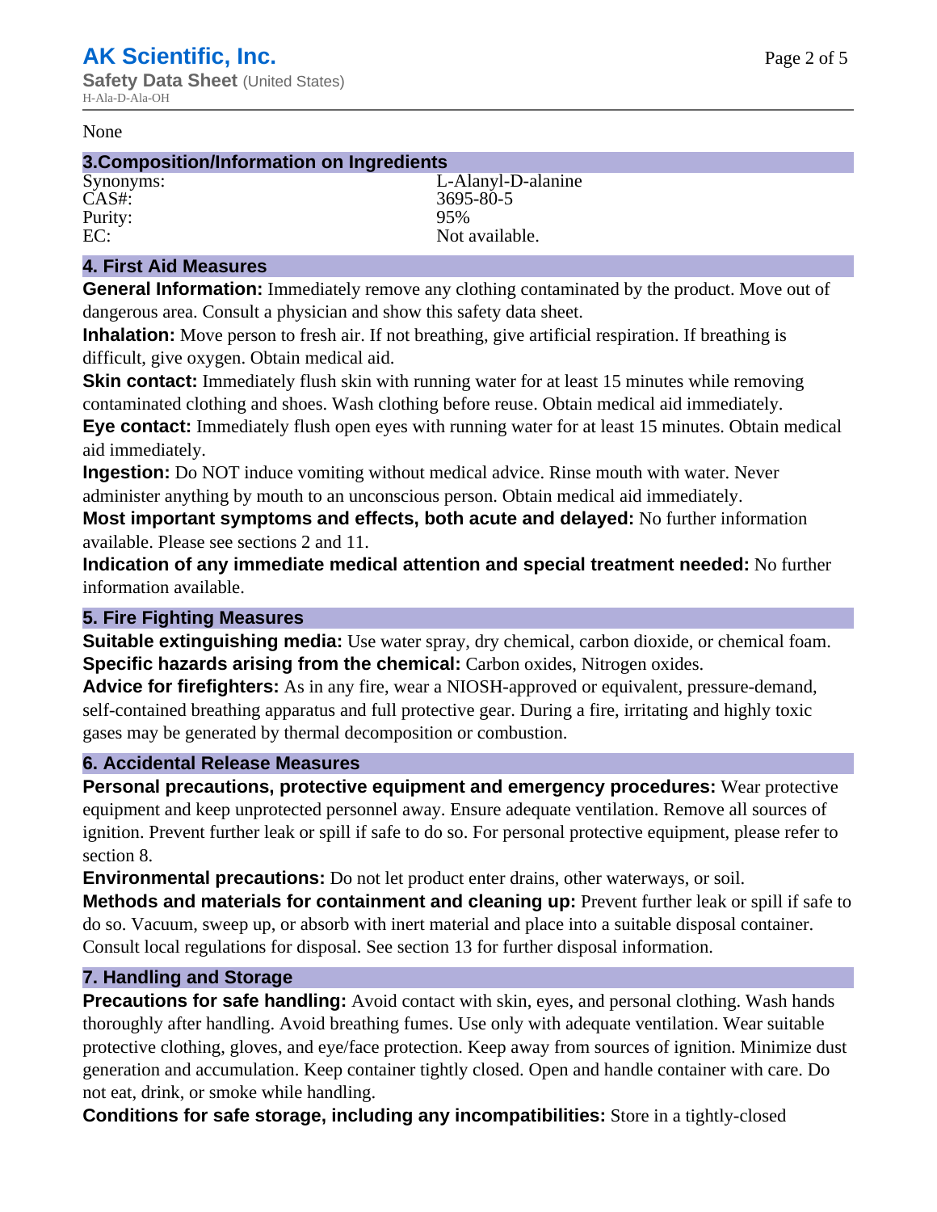None

## 3.Composition/Information on Ingredients

| | |
|---|---|
| Synonyms: | L-Alanyl-D-alanine |
| CAS#: | 3695-80-5 |
| Purity: | 95% |
| EC: | Not available. |

## 4. First Aid Measures

**General Information:** Immediately remove any clothing contaminated by the product. Move out of dangerous area. Consult a physician and show this safety data sheet.

**Inhalation:** Move person to fresh air. If not breathing, give artificial respiration. If breathing is difficult, give oxygen. Obtain medical aid.

**Skin contact:** Immediately flush skin with running water for at least 15 minutes while removing contaminated clothing and shoes. Wash clothing before reuse. Obtain medical aid immediately.

**Eye contact:** Immediately flush open eyes with running water for at least 15 minutes. Obtain medical aid immediately.

**Ingestion:** Do NOT induce vomiting without medical advice. Rinse mouth with water. Never administer anything by mouth to an unconscious person. Obtain medical aid immediately.

**Most important symptoms and effects, both acute and delayed:** No further information available. Please see sections 2 and 11.

**Indication of any immediate medical attention and special treatment needed:** No further information available.

## 5. Fire Fighting Measures

**Suitable extinguishing media:** Use water spray, dry chemical, carbon dioxide, or chemical foam.

**Specific hazards arising from the chemical:** Carbon oxides, Nitrogen oxides.

**Advice for firefighters:** As in any fire, wear a NIOSH-approved or equivalent, pressure-demand, self-contained breathing apparatus and full protective gear. During a fire, irritating and highly toxic gases may be generated by thermal decomposition or combustion.

## 6. Accidental Release Measures

**Personal precautions, protective equipment and emergency procedures:** Wear protective equipment and keep unprotected personnel away. Ensure adequate ventilation. Remove all sources of ignition. Prevent further leak or spill if safe to do so. For personal protective equipment, please refer to section 8.

**Environmental precautions:** Do not let product enter drains, other waterways, or soil.

**Methods and materials for containment and cleaning up:** Prevent further leak or spill if safe to do so. Vacuum, sweep up, or absorb with inert material and place into a suitable disposal container. Consult local regulations for disposal. See section 13 for further disposal information.

## 7. Handling and Storage

**Precautions for safe handling:** Avoid contact with skin, eyes, and personal clothing. Wash hands thoroughly after handling. Avoid breathing fumes. Use only with adequate ventilation. Wear suitable protective clothing, gloves, and eye/face protection. Keep away from sources of ignition. Minimize dust generation and accumulation. Keep container tightly closed. Open and handle container with care. Do not eat, drink, or smoke while handling.

**Conditions for safe storage, including any incompatibilities:** Store in a tightly-closed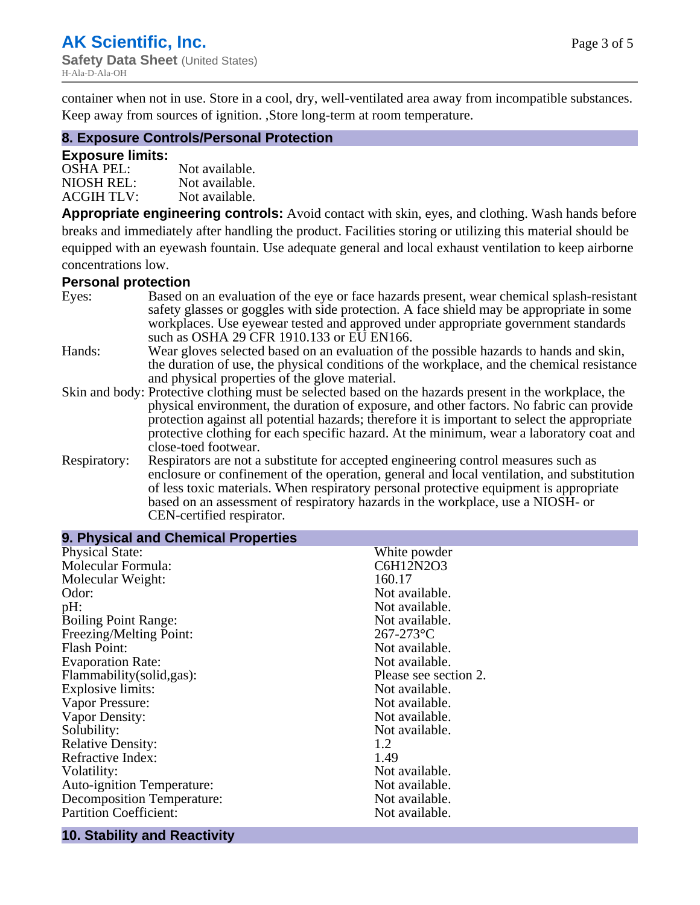container when not in use. Store in a cool, dry, well-ventilated area away from incompatible substances. Keep away from sources of ignition. ,Store long-term at room temperature.

## 8. Exposure Controls/Personal Protection

### Exposure limits:

| | |
|---|---|
| OSHA PEL: | Not available. |
| NIOSH REL: | Not available. |
| ACGIH TLV: | Not available. |

**Appropriate engineering controls:** Avoid contact with skin, eyes, and clothing. Wash hands before breaks and immediately after handling the product. Facilities storing or utilizing this material should be equipped with an eyewash fountain. Use adequate general and local exhaust ventilation to keep airborne concentrations low.

### Personal protection

| | |
|---|---|
| Eyes: | Based on an evaluation of the eye or face hazards present, wear chemical splash-resistant safety glasses or goggles with side protection. A face shield may be appropriate in some workplaces. Use eyewear tested and approved under appropriate government standards such as OSHA 29 CFR 1910.133 or EU EN166. |
| Hands: | Wear gloves selected based on an evaluation of the possible hazards to hands and skin, the duration of use, the physical conditions of the workplace, and the chemical resistance and physical properties of the glove material. |
| Skin and body: | Protective clothing must be selected based on the hazards present in the workplace, the physical environment, the duration of exposure, and other factors. No fabric can provide protection against all potential hazards; therefore it is important to select the appropriate protective clothing for each specific hazard. At the minimum, wear a laboratory coat and close-toed footwear. |
| Respiratory: | Respirators are not a substitute for accepted engineering control measures such as enclosure or confinement of the operation, general and local ventilation, and substitution of less toxic materials. When respiratory personal protective equipment is appropriate based on an assessment of respiratory hazards in the workplace, use a NIOSH- or CEN-certified respirator. |

## 9. Physical and Chemical Properties

| | |
|---|---|
| Physical State: | White powder |
| Molecular Formula: | $C_6H_{12}N_2O_3$ |
| Molecular Weight: | 160.17 |
| Odor: | Not available. |
| pH: | Not available. |
| Boiling Point Range: | Not available. |
| Freezing/Melting Point: | 267-273°C |
| Flash Point: | Not available. |
| Evaporation Rate: | Not available. |
| Flammability(solid,gas): | Please see section 2. |
| Explosive limits: | Not available. |
| Vapor Pressure: | Not available. |
| Vapor Density: | Not available. |
| Solubility: | Not available. |
| Relative Density: | 1.2 |
| Refractive Index: | 1.49 |
| Volatility: | Not available. |
| Auto-ignition Temperature: | Not available. |
| Decomposition Temperature: | Not available. |
| Partition Coefficient: | Not available. |

## 10. Stability and Reactivity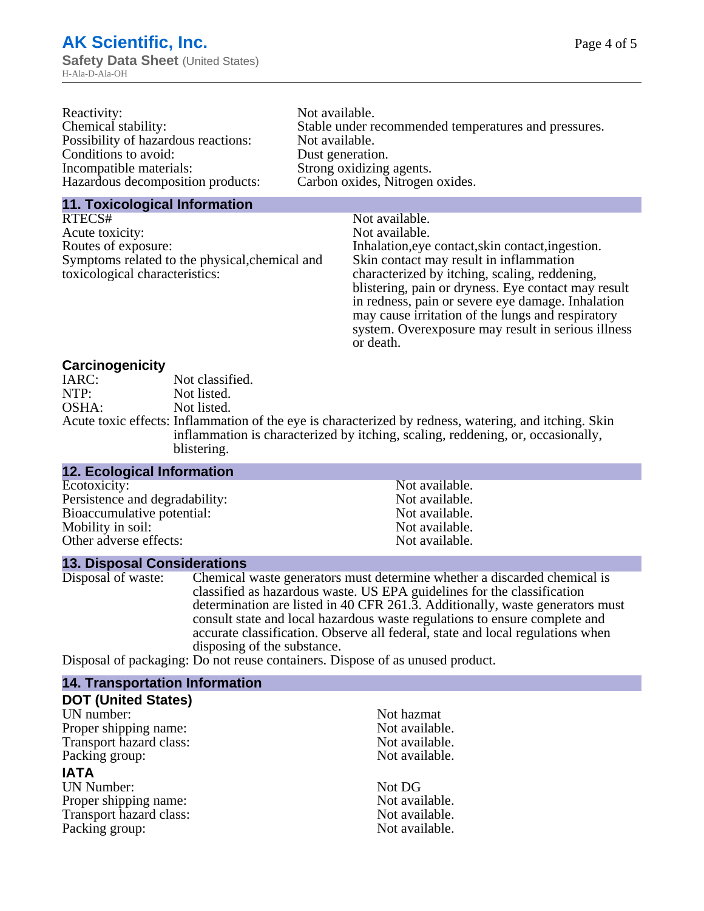Reactivity: Not available.
Chemical stability: Stable under recommended temperatures and pressures.
Possibility of hazardous reactions: Not available.
Conditions to avoid: Dust generation.
Incompatible materials: Strong oxidizing agents.
Hazardous decomposition products: Carbon oxides, Nitrogen oxides.

## 11. Toxicological Information

RTECS#: Not available.
Acute toxicity: Not available.
Routes of exposure: Inhalation,eye contact,skin contact,ingestion.
Symptoms related to the physical,chemical and toxicological characteristics: Skin contact may result in inflammation characterized by itching, scaling, reddening, blistering, pain or dryness. Eye contact may result in redness, pain or severe eye damage. Inhalation may cause irritation of the lungs and respiratory system. Overexposure may result in serious illness or death.

### Carcinogenicity

IARC: Not classified.
NTP: Not listed.
OSHA: Not listed.
Acute toxic effects: Inflammation of the eye is characterized by redness, watering, and itching. Skin inflammation is characterized by itching, scaling, reddening, or, occasionally, blistering.

## 12. Ecological Information

Ecotoxicity: Not available.
Persistence and degradability: Not available.
Bioaccumulative potential: Not available.
Mobility in soil: Not available.
Other adverse effects: Not available.

## 13. Disposal Considerations

Disposal of waste: Chemical waste generators must determine whether a discarded chemical is classified as hazardous waste. US EPA guidelines for the classification determination are listed in 40 CFR 261.3. Additionally, waste generators must consult state and local hazardous waste regulations to ensure complete and accurate classification. Observe all federal, state and local regulations when disposing of the substance.
Disposal of packaging: Do not reuse containers. Dispose of as unused product.

## 14. Transportation Information

### DOT (United States)

UN number: Not hazmat
Proper shipping name: Not available.
Transport hazard class: Not available.
Packing group: Not available.

### IATA

UN Number: Not DG
Proper shipping name: Not available.
Transport hazard class: Not available.
Packing group: Not available.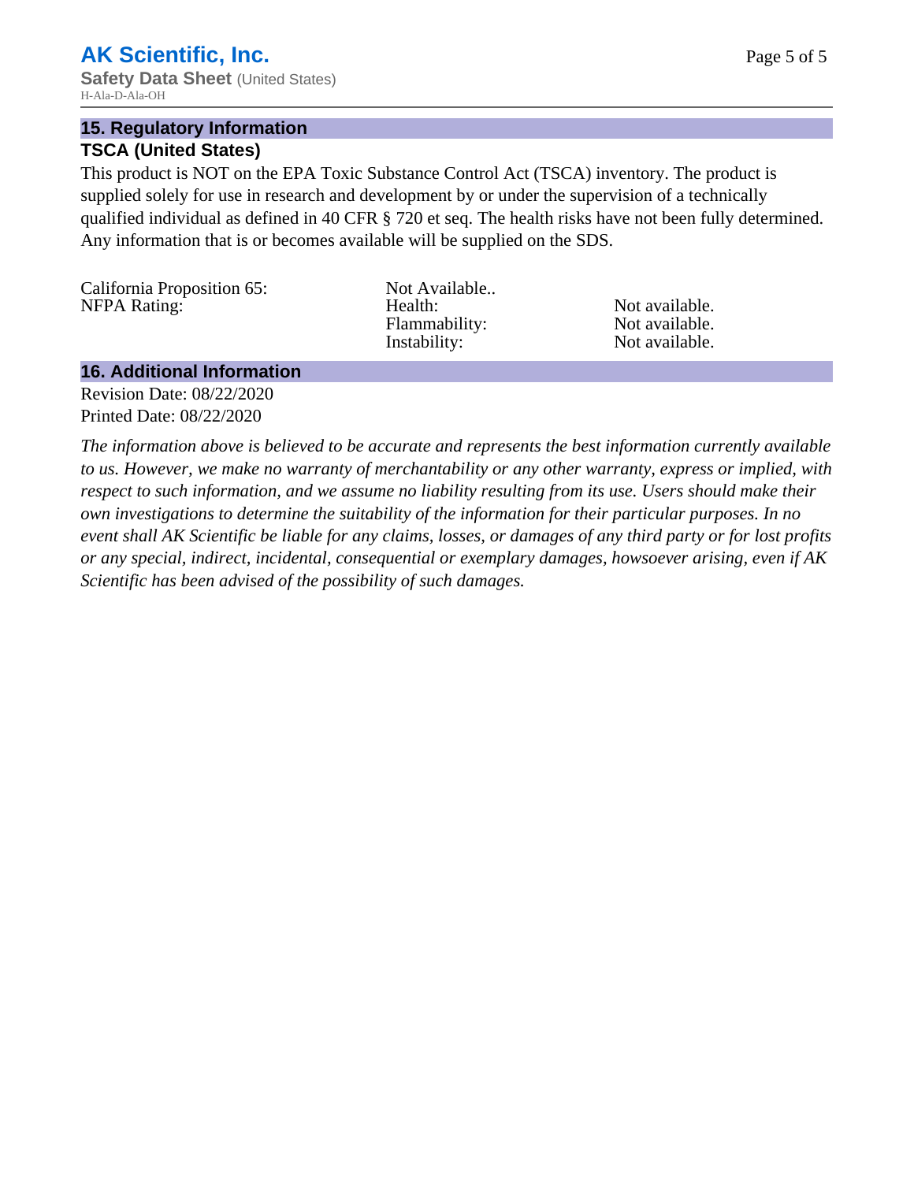## 15. Regulatory Information

### TSCA (United States)

This product is NOT on the EPA Toxic Substance Control Act (TSCA) inventory. The product is supplied solely for use in research and development by or under the supervision of a technically qualified individual as defined in 40 CFR § 720 et seq. The health risks have not been fully determined. Any information that is or becomes available will be supplied on the SDS.

| | | |
|---|---|---|
| California Proposition 65: | Not Available.. | |
| NFPA Rating: | Health: | Not available. |
| | Flammability: | Not available. |
| | Instability: | Not available. |

## 16. Additional Information

Revision Date: 08/22/2020
Printed Date: 08/22/2020

*The information above is believed to be accurate and represents the best information currently available to us. However, we make no warranty of merchantability or any other warranty, express or implied, with respect to such information, and we assume no liability resulting from its use. Users should make their own investigations to determine the suitability of the information for their particular purposes. In no event shall AK Scientific be liable for any claims, losses, or damages of any third party or for lost profits or any special, indirect, incidental, consequential or exemplary damages, howsoever arising, even if AK Scientific has been advised of the possibility of such damages.*